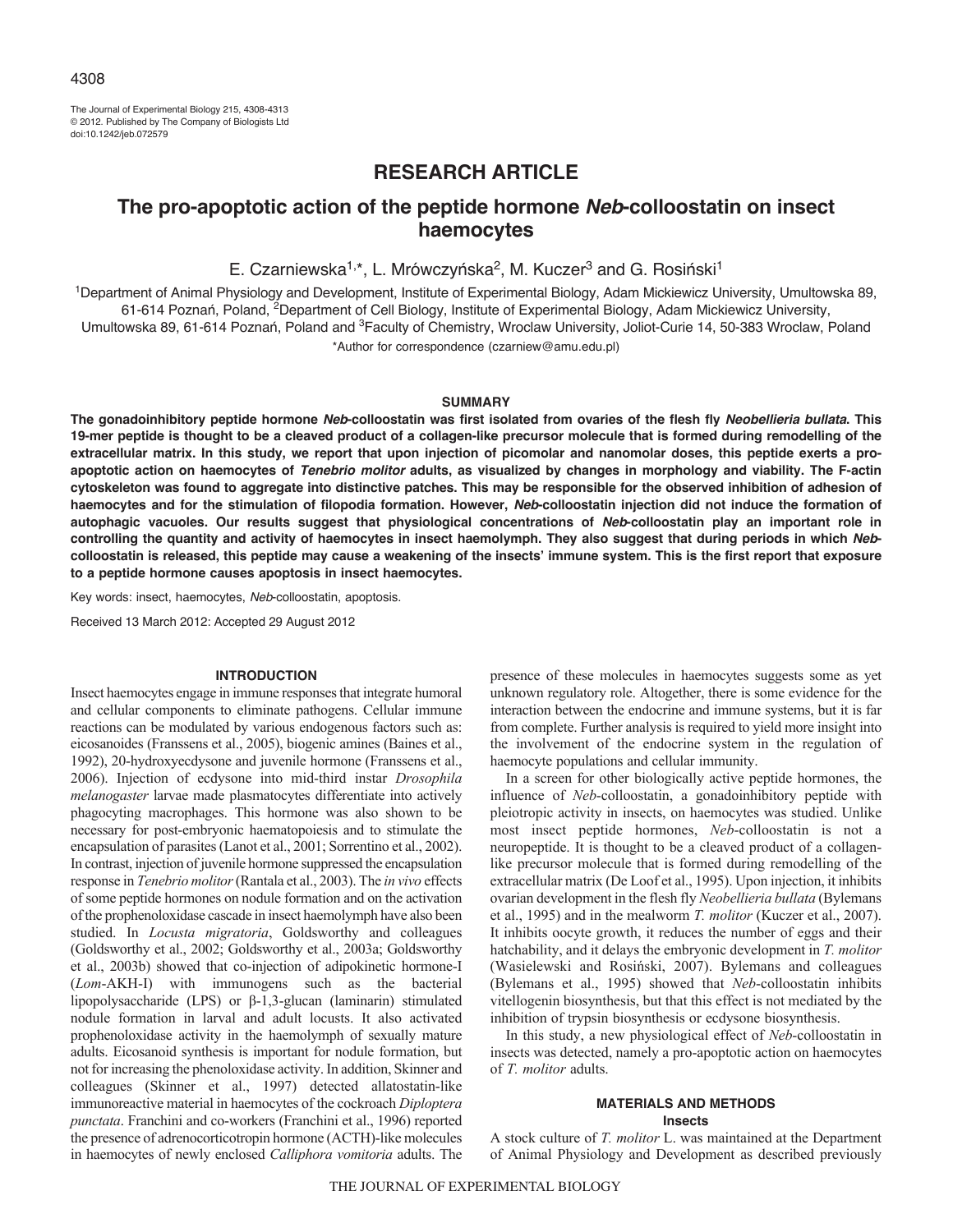RESEARCH ARTICLE

# The pro-apoptotic action of the peptide hormone *Neb*-colloostatin on insect haemocytes

E. Czarniewska[1,*], L. Mrówczyńska[2], M. Kuczer[3] and G. Rosiński[1]

[1]Department of Animal Physiology and Development, Institute of Experimental Biology, Adam Mickiewicz University, Umultowska 89, 61-614 Poznań, Poland, [2]Department of Cell Biology, Institute of Experimental Biology, Adam Mickiewicz University, Umultowska 89, 61-614 Poznań, Poland and [3]Faculty of Chemistry, Wroclaw University, Joliot-Curie 14, 50-383 Wroclaw, Poland

*Author for correspondence (czarniew@amu.edu.pl)

## SUMMARY

**The gonadoinhibitory peptide hormone *Neb*-colloostatin was first isolated from ovaries of the flesh fly *Neobellieria bullata*. This 19-mer peptide is thought to be a cleaved product of a collagen-like precursor molecule that is formed during remodelling of the extracellular matrix. In this study, we report that upon injection of picomolar and nanomolar doses, this peptide exerts a pro-apoptotic action on haemocytes of *Tenebrio molitor* adults, as visualized by changes in morphology and viability. The F-actin cytoskeleton was found to aggregate into distinctive patches. This may be responsible for the observed inhibition of adhesion of haemocytes and for the stimulation of filopodia formation. However, *Neb*-colloostatin injection did not induce the formation of autophagic vacuoles. Our results suggest that physiological concentrations of *Neb*-colloostatin play an important role in controlling the quantity and activity of haemocytes in insect haemolymph. They also suggest that during periods in which *Neb*-colloostatin is released, this peptide may cause a weakening of the insects' immune system. This is the first report that exposure to a peptide hormone causes apoptosis in insect haemocytes.**

Key words: insect, haemocytes, *Neb*-colloostatin, apoptosis.

Received 13 March 2012: Accepted 29 August 2012

## INTRODUCTION

Insect haemocytes engage in immune responses that integrate humoral and cellular components to eliminate pathogens. Cellular immune reactions can be modulated by various endogenous factors such as: eicosanoides (Franssens et al., 2005), biogenic amines (Baines et al., 1992), 20-hydroxyecdysone and juvenile hormone (Franssens et al., 2006). Injection of ecdysone into mid-third instar *Drosophila melanogaster* larvae made plasmatocytes differentiate into actively phagocyting macrophages. This hormone was also shown to be necessary for post-embryonic haematopoiesis and to stimulate the encapsulation of parasites (Lanot et al., 2001; Sorrentino et al., 2002). In contrast, injection of juvenile hormone suppressed the encapsulation response in *Tenebrio molitor* (Rantala et al., 2003). The *in vivo* effects of some peptide hormones on nodule formation and on the activation of the prophenoloxidase cascade in insect haemolymph have also been studied. In *Locusta migratoria*, Goldsworthy and colleagues (Goldsworthy et al., 2002; Goldsworthy et al., 2003a; Goldsworthy et al., 2003b) showed that co-injection of adipokinetic hormone-I (*Lom*-AKH-I) with immunogens such as the bacterial lipopolysaccharide (LPS) or β-1,3-glucan (laminarin) stimulated nodule formation in larval and adult locusts. It also activated prophenoloxidase activity in the haemolymph of sexually mature adults. Eicosanoid synthesis is important for nodule formation, but not for increasing the phenoloxidase activity. In addition, Skinner and colleagues (Skinner et al., 1997) detected allatostatin-like immunoreactive material in haemocytes of the cockroach *Diploptera punctata*. Franchini and co-workers (Franchini et al., 1996) reported the presence of adrenocorticotropin hormone (ACTH)-like molecules in haemocytes of newly enclosed *Calliphora vomitoria* adults. The presence of these molecules in haemocytes suggests some as yet unknown regulatory role. Altogether, there is some evidence for the interaction between the endocrine and immune systems, but it is far from complete. Further analysis is required to yield more insight into the involvement of the endocrine system in the regulation of haemocyte populations and cellular immunity.

In a screen for other biologically active peptide hormones, the influence of *Neb*-colloostatin, a gonadoinhibitory peptide with pleiotropic activity in insects, on haemocytes was studied. Unlike most insect peptide hormones, *Neb*-colloostatin is not a neuropeptide. It is thought to be a cleaved product of a collagen-like precursor molecule that is formed during remodelling of the extracellular matrix (De Loof et al., 1995). Upon injection, it inhibits ovarian development in the flesh fly *Neobellieria bullata* (Bylemans et al., 1995) and in the mealworm *T. molitor* (Kuczer et al., 2007). It inhibits oocyte growth, it reduces the number of eggs and their hatchability, and it delays the embryonic development in *T. molitor* (Wasielewski and Rosiński, 2007). Bylemans and colleagues (Bylemans et al., 1995) showed that *Neb*-colloostatin inhibits vitellogenin biosynthesis, but that this effect is not mediated by the inhibition of trypsin biosynthesis or ecdysone biosynthesis.

In this study, a new physiological effect of *Neb*-colloostatin in insects was detected, namely a pro-apoptotic action on haemocytes of *T. molitor* adults.

## MATERIALS AND METHODS

### Insects

A stock culture of *T. molitor* L. was maintained at the Department of Animal Physiology and Development as described previously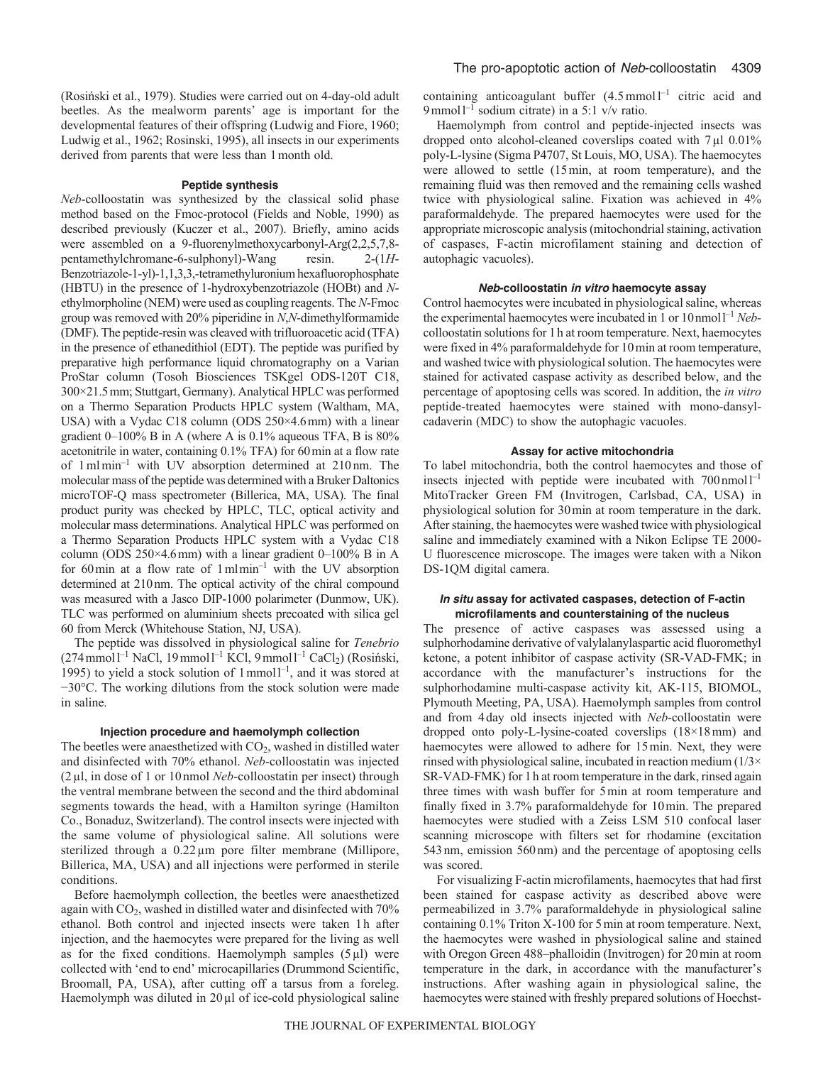(Rosiński et al., 1979). Studies were carried out on 4-day-old adult beetles. As the mealworm parents' age is important for the developmental features of their offspring (Ludwig and Fiore, 1960; Ludwig et al., 1962; Rosinski, 1995), all insects in our experiments derived from parents that were less than 1 month old.

### Peptide synthesis

*Neb*-colloostatin was synthesized by the classical solid phase method based on the Fmoc-protocol (Fields and Noble, 1990) as described previously (Kuczer et al., 2007). Briefly, amino acids were assembled on a 9-fluorenylmethoxycarbonyl-Arg(2,2,5,7,8-pentamethylchromane-6-sulphonyl)-Wang resin. 2-(1*H*-Benzotriazole-1-yl)-1,1,3,3,-tetramethyluronium hexafluorophosphate (HBTU) in the presence of 1-hydroxybenzotriazole (HOBt) and *N*-ethylmorpholine (NEM) were used as coupling reagents. The *N*-Fmoc group was removed with 20% piperidine in *N*,*N*-dimethylformamide (DMF). The peptide-resin was cleaved with trifluoroacetic acid (TFA) in the presence of ethanedithiol (EDT). The peptide was purified by preparative high performance liquid chromatography on a Varian ProStar column (Tosoh Biosciences TSKgel ODS-120T C18, 300×21.5 mm; Stuttgart, Germany). Analytical HPLC was performed on a Thermo Separation Products HPLC system (Waltham, MA, USA) with a Vydac C18 column (ODS 250×4.6 mm) with a linear gradient 0–100% B in A (where A is 0.1% aqueous TFA, B is 80% acetonitrile in water, containing 0.1% TFA) for 60 min at a flow rate of $1\,\mathrm{ml\,min^{-1}}$ with UV absorption determined at 210 nm. The molecular mass of the peptide was determined with a Bruker Daltonics microTOF-Q mass spectrometer (Billerica, MA, USA). The final product purity was checked by HPLC, TLC, optical activity and molecular mass determinations. Analytical HPLC was performed on a Thermo Separation Products HPLC system with a Vydac C18 column (ODS 250×4.6 mm) with a linear gradient 0–100% B in A for 60 min at a flow rate of $1\,\mathrm{ml\,min^{-1}}$ with the UV absorption determined at 210 nm. The optical activity of the chiral compound was measured with a Jasco DIP-1000 polarimeter (Dunmow, UK). TLC was performed on aluminium sheets precoated with silica gel 60 from Merck (Whitehouse Station, NJ, USA).

The peptide was dissolved in physiological saline for *Tenebrio* ($274\,\mathrm{mmol\,l^{-1}}$ NaCl, $19\,\mathrm{mmol\,l^{-1}}$ KCl, $9\,\mathrm{mmol\,l^{-1}}$ $CaCl_2$) (Rosiński, 1995) to yield a stock solution of $1\,\mathrm{mmol\,l^{-1}}$, and it was stored at −30°C. The working dilutions from the stock solution were made in saline.

### Injection procedure and haemolymph collection

The beetles were anaesthetized with $CO_2$, washed in distilled water and disinfected with 70% ethanol. *Neb*-colloostatin was injected (2 μl, in dose of 1 or 10 nmol *Neb*-colloostatin per insect) through the ventral membrane between the second and the third abdominal segments towards the head, with a Hamilton syringe (Hamilton Co., Bonaduz, Switzerland). The control insects were injected with the same volume of physiological saline. All solutions were sterilized through a 0.22 μm pore filter membrane (Millipore, Billerica, MA, USA) and all injections were performed in sterile conditions.

Before haemolymph collection, the beetles were anaesthetized again with $CO_2$, washed in distilled water and disinfected with 70% ethanol. Both control and injected insects were taken 1 h after injection, and the haemocytes were prepared for the living as well as for the fixed conditions. Haemolymph samples (5 μl) were collected with 'end to end' microcapillaries (Drummond Scientific, Broomall, PA, USA), after cutting off a tarsus from a foreleg. Haemolymph was diluted in 20 μl of ice-cold physiological saline containing anticoagulant buffer ($4.5\,\mathrm{mmol\,l^{-1}}$ citric acid and $9\,\mathrm{mmol\,l^{-1}}$ sodium citrate) in a 5:1 v/v ratio.

Haemolymph from control and peptide-injected insects was dropped onto alcohol-cleaned coverslips coated with 7 μl 0.01% poly-L-lysine (Sigma P4707, St Louis, MO, USA). The haemocytes were allowed to settle (15 min, at room temperature), and the remaining fluid was then removed and the remaining cells washed twice with physiological saline. Fixation was achieved in 4% paraformaldehyde. The prepared haemocytes were used for the appropriate microscopic analysis (mitochondrial staining, activation of caspases, F-actin microfilament staining and detection of autophagic vacuoles).

### *Neb*-colloostatin *in vitro* haemocyte assay

Control haemocytes were incubated in physiological saline, whereas the experimental haemocytes were incubated in 1 or $10\,\mathrm{nmol\,l^{-1}}$ *Neb*-colloostatin solutions for 1 h at room temperature. Next, haemocytes were fixed in 4% paraformaldehyde for 10 min at room temperature, and washed twice with physiological solution. The haemocytes were stained for activated caspase activity as described below, and the percentage of apoptosing cells was scored. In addition, the *in vitro* peptide-treated haemocytes were stained with mono-dansyl-cadaverin (MDC) to show the autophagic vacuoles.

### Assay for active mitochondria

To label mitochondria, both the control haemocytes and those of insects injected with peptide were incubated with $700\,\mathrm{nmol\,l^{-1}}$ MitoTracker Green FM (Invitrogen, Carlsbad, CA, USA) in physiological solution for 30 min at room temperature in the dark. After staining, the haemocytes were washed twice with physiological saline and immediately examined with a Nikon Eclipse TE 2000-U fluorescence microscope. The images were taken with a Nikon DS-1QM digital camera.

### *In situ* assay for activated caspases, detection of F-actin microfilaments and counterstaining of the nucleus

The presence of active caspases was assessed using a sulphorhodamine derivative of valylalanylaspartic acid fluoromethyl ketone, a potent inhibitor of caspase activity (SR-VAD-FMK; in accordance with the manufacturer's instructions for the sulphorhodamine multi-caspase activity kit, AK-115, BIOMOL, Plymouth Meeting, PA, USA). Haemolymph samples from control and from 4 day old insects injected with *Neb*-colloostatin were dropped onto poly-L-lysine-coated coverslips (18×18 mm) and haemocytes were allowed to adhere for 15 min. Next, they were rinsed with physiological saline, incubated in reaction medium (1/3× SR-VAD-FMK) for 1 h at room temperature in the dark, rinsed again three times with wash buffer for 5 min at room temperature and finally fixed in 3.7% paraformaldehyde for 10 min. The prepared haemocytes were studied with a Zeiss LSM 510 confocal laser scanning microscope with filters set for rhodamine (excitation 543 nm, emission 560 nm) and the percentage of apoptosing cells was scored.

For visualizing F-actin microfilaments, haemocytes that had first been stained for caspase activity as described above were permeabilized in 3.7% paraformaldehyde in physiological saline containing 0.1% Triton X-100 for 5 min at room temperature. Next, the haemocytes were washed in physiological saline and stained with Oregon Green 488–phalloidin (Invitrogen) for 20 min at room temperature in the dark, in accordance with the manufacturer's instructions. After washing again in physiological saline, the haemocytes were stained with freshly prepared solutions of Hoechst-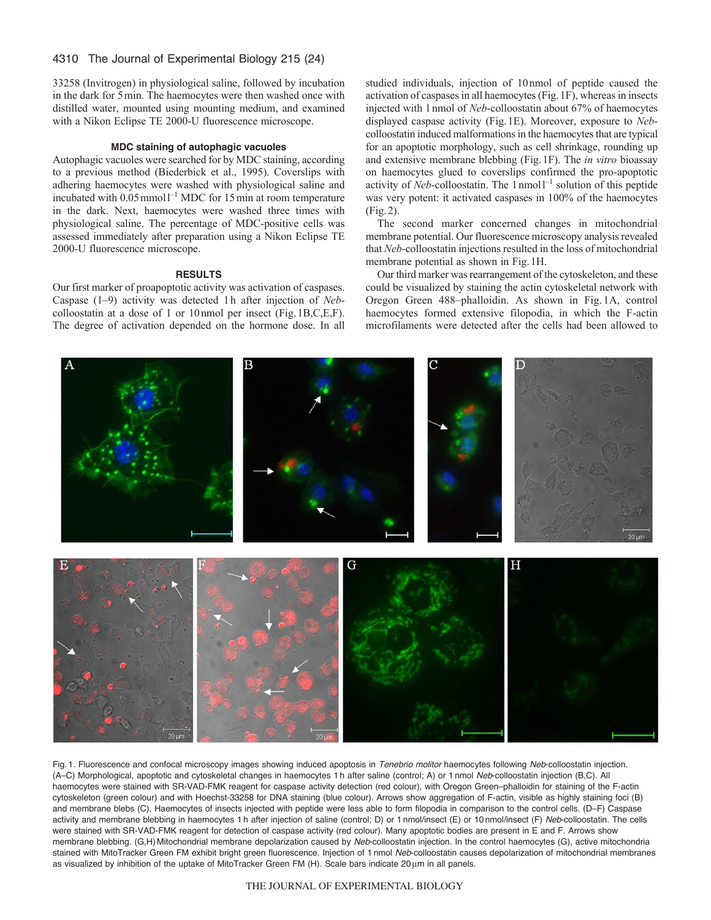33258 (Invitrogen) in physiological saline, followed by incubation in the dark for 5 min. The haemocytes were then washed once with distilled water, mounted using mounting medium, and examined with a Nikon Eclipse TE 2000-U fluorescence microscope.

### MDC staining of autophagic vacuoles

Autophagic vacuoles were searched for by MDC staining, according to a previous method (Biederbick et al., 1995). Coverslips with adhering haemocytes were washed with physiological saline and incubated with 0.05 mmol l$^{-1}$ MDC for 15 min at room temperature in the dark. Next, haemocytes were washed three times with physiological saline. The percentage of MDC-positive cells was assessed immediately after preparation using a Nikon Eclipse TE 2000-U fluorescence microscope.

## RESULTS

Our first marker of proapoptotic activity was activation of caspases. Caspase (1–9) activity was detected 1 h after injection of *Neb*-colloostatin at a dose of 1 or 10 nmol per insect (Fig. 1B,C,E,F). The degree of activation depended on the hormone dose. In all studied individuals, injection of 10 nmol of peptide caused the activation of caspases in all haemocytes (Fig. 1F), whereas in insects injected with 1 nmol of *Neb*-colloostatin about 67% of haemocytes displayed caspase activity (Fig. 1E). Moreover, exposure to *Neb*-colloostatin induced malformations in the haemocytes that are typical for an apoptotic morphology, such as cell shrinkage, rounding up and extensive membrane blebbing (Fig. 1F). The *in vitro* bioassay on haemocytes glued to coverslips confirmed the pro-apoptotic activity of *Neb*-colloostatin. The 1 nmol l$^{-1}$ solution of this peptide was very potent: it activated caspases in 100% of the haemocytes (Fig. 2).

The second marker concerned changes in mitochondrial membrane potential. Our fluorescence microscopy analysis revealed that *Neb*-colloostatin injections resulted in the loss of mitochondrial membrane potential as shown in Fig. 1H.

Our third marker was rearrangement of the cytoskeleton, and these could be visualized by staining the actin cytoskeletal network with Oregon Green 488–phalloidin. As shown in Fig. 1A, control haemocytes formed extensive filopodia, in which the F-actin microfilaments were detected after the cells had been allowed to

Fig. 1. Fluorescence and confocal microscopy images showing induced apoptosis in *Tenebrio molitor* haemocytes following *Neb*-colloostatin injection. (A–C) Morphological, apoptotic and cytoskeletal changes in haemocytes 1 h after saline (control; A) or 1 nmol *Neb*-colloostatin injection (B,C). All haemocytes were stained with SR-VAD-FMK reagent for caspase activity detection (red colour), with Oregon Green–phalloidin for staining of the F-actin cytoskeleton (green colour) and with Hoechst-33258 for DNA staining (blue colour). Arrows show aggregation of F-actin, visible as highly staining foci (B) and membrane blebs (C). Haemocytes of insects injected with peptide were less able to form filopodia in comparison to the control cells. (D–F) Caspase activity and membrane blebbing in haemocytes 1 h after injection of saline (control; D) or 1 nmol/insect (E) or 10 nmol/insect (F) *Neb*-colloostatin. The cells were stained with SR-VAD-FMK reagent for detection of caspase activity (red colour). Many apoptotic bodies are present in E and F. Arrows show membrane blebbing. (G,H) Mitochondrial membrane depolarization caused by *Neb*-colloostatin injection. In the control haemocytes (G), active mitochondria stained with MitoTracker Green FM exhibit bright green fluorescence. Injection of 1 nmol *Neb*-colloostatin causes depolarization of mitochondrial membranes as visualized by inhibition of the uptake of MitoTracker Green FM (H). Scale bars indicate 20 μm in all panels.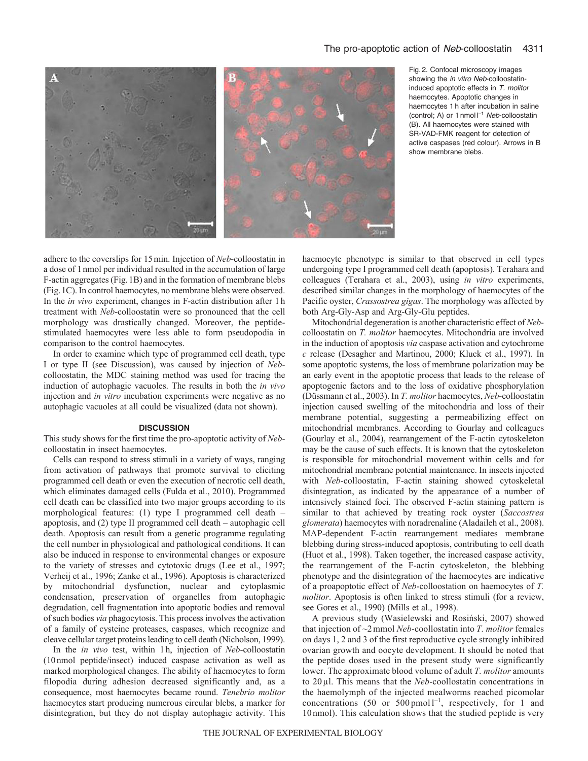Fig. 2. Confocal microscopy images showing the *in vitro Neb*-colloostatin-induced apoptotic effects in *T. molitor* haemocytes. Apoptotic changes in haemocytes 1 h after incubation in saline (control; A) or 1 nmol $l^{-1}$ *Neb*-colloostatin (B). All haemocytes were stained with SR-VAD-FMK reagent for detection of active caspases (red colour). Arrows in B show membrane blebs.

adhere to the coverslips for 15 min. Injection of *Neb*-colloostatin in a dose of 1 nmol per individual resulted in the accumulation of large F-actin aggregates (Fig. 1B) and in the formation of membrane blebs (Fig. 1C). In control haemocytes, no membrane blebs were observed. In the *in vivo* experiment, changes in F-actin distribution after 1 h treatment with *Neb*-colloostatin were so pronounced that the cell morphology was drastically changed. Moreover, the peptide-stimulated haemocytes were less able to form pseudopodia in comparison to the control haemocytes.

In order to examine which type of programmed cell death, type I or type II (see Discussion), was caused by injection of *Neb*-colloostatin, the MDC staining method was used for tracing the induction of autophagic vacuoles. The results in both the *in vivo* injection and *in vitro* incubation experiments were negative as no autophagic vacuoles at all could be visualized (data not shown).

## DISCUSSION

This study shows for the first time the pro-apoptotic activity of *Neb*-colloostatin in insect haemocytes.

Cells can respond to stress stimuli in a variety of ways, ranging from activation of pathways that promote survival to eliciting programmed cell death or even the execution of necrotic cell death, which eliminates damaged cells (Fulda et al., 2010). Programmed cell death can be classified into two major groups according to its morphological features: (1) type I programmed cell death – apoptosis, and (2) type II programmed cell death – autophagic cell death. Apoptosis can result from a genetic programme regulating the cell number in physiological and pathological conditions. It can also be induced in response to environmental changes or exposure to the variety of stresses and cytotoxic drugs (Lee et al., 1997; Verheij et al., 1996; Zanke et al., 1996). Apoptosis is characterized by mitochondrial dysfunction, nuclear and cytoplasmic condensation, preservation of organelles from autophagic degradation, cell fragmentation into apoptotic bodies and removal of such bodies *via* phagocytosis. This process involves the activation of a family of cysteine proteases, caspases, which recognize and cleave cellular target proteins leading to cell death (Nicholson, 1999).

In the *in vivo* test, within 1 h, injection of *Neb*-colloostatin (10 nmol peptide/insect) induced caspase activation as well as marked morphological changes. The ability of haemocytes to form filopodia during adhesion decreased significantly and, as a consequence, most haemocytes became round. *Tenebrio molitor* haemocytes start producing numerous circular blebs, a marker for disintegration, but they do not display autophagic activity. This haemocyte phenotype is similar to that observed in cell types undergoing type I programmed cell death (apoptosis). Terahara and colleagues (Terahara et al., 2003), using *in vitro* experiments, described similar changes in the morphology of haemocytes of the Pacific oyster, *Crassostrea gigas*. The morphology was affected by both Arg-Gly-Asp and Arg-Gly-Glu peptides.

Mitochondrial degeneration is another characteristic effect of *Neb*-colloostatin on *T. molitor* haemocytes. Mitochondria are involved in the induction of apoptosis *via* caspase activation and cytochrome *c* release (Desagher and Martinou, 2000; Kluck et al., 1997). In some apoptotic systems, the loss of membrane polarization may be an early event in the apoptotic process that leads to the release of apoptogenic factors and to the loss of oxidative phosphorylation (Düssmann et al., 2003). In *T. molitor* haemocytes, *Neb*-colloostatin injection caused swelling of the mitochondria and loss of their membrane potential, suggesting a permeabilizing effect on mitochondrial membranes. According to Gourlay and colleagues (Gourlay et al., 2004), rearrangement of the F-actin cytoskeleton may be the cause of such effects. It is known that the cytoskeleton is responsible for mitochondrial movement within cells and for mitochondrial membrane potential maintenance. In insects injected with *Neb*-colloostatin, F-actin staining showed cytoskeletal disintegration, as indicated by the appearance of a number of intensively stained foci. The observed F-actin staining pattern is similar to that achieved by treating rock oyster (*Saccostrea glomerata*) haemocytes with noradrenaline (Aladaileh et al., 2008). MAP-dependent F-actin rearrangement mediates membrane blebbing during stress-induced apoptosis, contributing to cell death (Huot et al., 1998). Taken together, the increased caspase activity, the rearrangement of the F-actin cytoskeleton, the blebbing phenotype and the disintegration of the haemocytes are indicative of a proapoptotic effect of *Neb*-colloostation on haemocytes of *T. molitor*. Apoptosis is often linked to stress stimuli (for a review, see Gores et al., 1990) (Mills et al., 1998).

A previous study (Wasielewski and Rosiński, 2007) showed that injection of ~2 mmol *Neb*-coollostatin into *T. molitor* females on days 1, 2 and 3 of the first reproductive cycle strongly inhibited ovarian growth and oocyte development. It should be noted that the peptide doses used in the present study were significantly lower. The approximate blood volume of adult *T. molitor* amounts to 20 µl. This means that the *Neb*-coollostatin concentrations in the haemolymph of the injected mealworms reached picomolar concentrations (50 or 500 pmol $l^{-1}$, respectively, for 1 and 10 nmol). This calculation shows that the studied peptide is very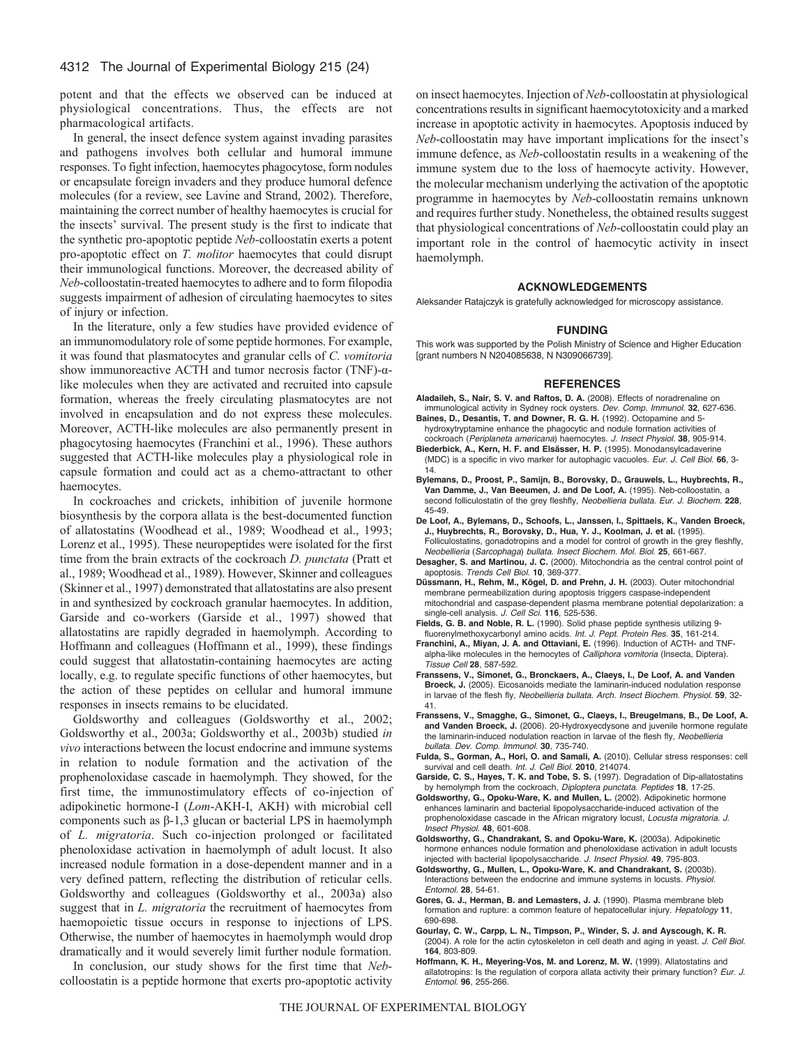potent and that the effects we observed can be induced at physiological concentrations. Thus, the effects are not pharmacological artifacts.

In general, the insect defence system against invading parasites and pathogens involves both cellular and humoral immune responses. To fight infection, haemocytes phagocytose, form nodules or encapsulate foreign invaders and they produce humoral defence molecules (for a review, see Lavine and Strand, 2002). Therefore, maintaining the correct number of healthy haemocytes is crucial for the insects' survival. The present study is the first to indicate that the synthetic pro-apoptotic peptide *Neb*-colloostatin exerts a potent pro-apoptotic effect on *T. molitor* haemocytes that could disrupt their immunological functions. Moreover, the decreased ability of *Neb*-colloostatin-treated haemocytes to adhere and to form filopodia suggests impairment of adhesion of circulating haemocytes to sites of injury or infection.

In the literature, only a few studies have provided evidence of an immunomodulatory role of some peptide hormones. For example, it was found that plasmatocytes and granular cells of *C. vomitoria* show immunoreactive ACTH and tumor necrosis factor (TNF)-α-like molecules when they are activated and recruited into capsule formation, whereas the freely circulating plasmatocytes are not involved in encapsulation and do not express these molecules. Moreover, ACTH-like molecules are also permanently present in phagocytosing haemocytes (Franchini et al., 1996). These authors suggested that ACTH-like molecules play a physiological role in capsule formation and could act as a chemo-attractant to other haemocytes.

In cockroaches and crickets, inhibition of juvenile hormone biosynthesis by the corpora allata is the best-documented function of allatostatins (Woodhead et al., 1989; Woodhead et al., 1993; Lorenz et al., 1995). These neuropeptides were isolated for the first time from the brain extracts of the cockroach *D. punctata* (Pratt et al., 1989; Woodhead et al., 1989). However, Skinner and colleagues (Skinner et al., 1997) demonstrated that allatostatins are also present in and synthesized by cockroach granular haemocytes. In addition, Garside and co-workers (Garside et al., 1997) showed that allatostatins are rapidly degraded in haemolymph. According to Hoffmann and colleagues (Hoffmann et al., 1999), these findings could suggest that allatostatin-containing haemocytes are acting locally, e.g. to regulate specific functions of other haemocytes, but the action of these peptides on cellular and humoral immune responses in insects remains to be elucidated.

Goldsworthy and colleagues (Goldsworthy et al., 2002; Goldsworthy et al., 2003a; Goldsworthy et al., 2003b) studied *in vivo* interactions between the locust endocrine and immune systems in relation to nodule formation and the activation of the prophenoloxidase cascade in haemolymph. They showed, for the first time, the immunostimulatory effects of co-injection of adipokinetic hormone-I (*Lom*-AKH-I, AKH) with microbial cell components such as β-1,3 glucan or bacterial LPS in haemolymph of *L. migratoria*. Such co-injection prolonged or facilitated phenoloxidase activation in haemolymph of adult locust. It also increased nodule formation in a dose-dependent manner and in a very defined pattern, reflecting the distribution of reticular cells. Goldsworthy and colleagues (Goldsworthy et al., 2003a) also suggest that in *L. migratoria* the recruitment of haemocytes from haemopoietic tissue occurs in response to injections of LPS. Otherwise, the number of haemocytes in haemolymph would drop dramatically and it would severely limit further nodule formation.

In conclusion, our study shows for the first time that *Neb*-colloostatin is a peptide hormone that exerts pro-apoptotic activity on insect haemocytes. Injection of *Neb*-colloostatin at physiological concentrations results in significant haemocytotoxicity and a marked increase in apoptotic activity in haemocytes. Apoptosis induced by *Neb*-colloostatin may have important implications for the insect's immune defence, as *Neb*-colloostatin results in a weakening of the immune system due to the loss of haemocyte activity. However, the molecular mechanism underlying the activation of the apoptotic programme in haemocytes by *Neb*-colloostatin remains unknown and requires further study. Nonetheless, the obtained results suggest that physiological concentrations of *Neb*-colloostatin could play an important role in the control of haemocytic activity in insect haemolymph.

## ACKNOWLEDGEMENTS

Aleksander Ratajczyk is gratefully acknowledged for microscopy assistance.

## FUNDING

This work was supported by the Polish Ministry of Science and Higher Education [grant numbers N N204085638, N N309066739].

## REFERENCES

**Aladaileh, S., Nair, S. V. and Raftos, D. A.** (2008). Effects of noradrenaline on immunological activity in Sydney rock oysters. *Dev. Comp. Immunol.* **32**, 627-636.

**Baines, D., Desantis, T. and Downer, R. G. H.** (1992). Octopamine and 5-hydroxytryptamine enhance the phagocytic and nodule formation activities of cockroach (*Periplaneta americana*) haemocytes. *J. Insect Physiol.* **38**, 905-914.

**Biederbick, A., Kern, H. F. and Elsässer, H. P.** (1995). Monodansylcadaverine (MDC) is a specific in vivo marker for autophagic vacuoles. *Eur. J. Cell Biol.* **66**, 3-14.

**Bylemans, D., Proost, P., Samijn, B., Borovsky, D., Grauwels, L., Huybrechts, R., Van Damme, J., Van Beeumen, J. and De Loof, A.** (1995). Neb-colloostatin, a second folliculostatin of the grey fleshfly, *Neobellieria bullata*. *Eur. J. Biochem.* **228**, 45-49.

**De Loof, A., Bylemans, D., Schoofs, L., Janssen, I., Spittaels, K., Vanden Broeck, J., Huybrechts, R., Borovsky, D., Hua, Y. J., Koolman, J. et al.** (1995). Folliculostatins, gonadotropins and a model for control of growth in the grey fleshfly, *Neobellieria* (*Sarcophaga*) *bullata*. *Insect Biochem. Mol. Biol.* **25**, 661-667.

**Desagher, S. and Martinou, J. C.** (2000). Mitochondria as the central control point of apoptosis. *Trends Cell Biol.* **10**, 369-377.

**Düssmann, H., Rehm, M., Kögel, D. and Prehn, J. H.** (2003). Outer mitochondrial membrane permeabilization during apoptosis triggers caspase-independent mitochondrial and caspase-dependent plasma membrane potential depolarization: a single-cell analysis. *J. Cell Sci.* **116**, 525-536.

**Fields, G. B. and Noble, R. L.** (1990). Solid phase peptide synthesis utilizing 9-fluorenylmethoxycarbonyl amino acids. *Int. J. Pept. Protein Res.* **35**, 161-214.

**Franchini, A., Miyan, J. A. and Ottaviani, E.** (1996). Induction of ACTH- and TNF-alpha-like molecules in the hemocytes of *Calliphora vomitoria* (Insecta, Diptera). *Tissue Cell* **28**, 587-592.

**Franssens, V., Simonet, G., Bronckaers, A., Claeys, I., De Loof, A. and Vanden Broeck, J.** (2005). Eicosanoids mediate the laminarin-induced nodulation response in larvae of the flesh fly, *Neobellieria bullata*. *Arch. Insect Biochem. Physiol.* **59**, 32-41.

**Franssens, V., Smagghe, G., Simonet, G., Claeys, I., Breugelmans, B., De Loof, A. and Vanden Broeck, J.** (2006). 20-Hydroxyecdysone and juvenile hormone regulate the laminarin-induced nodulation reaction in larvae of the flesh fly, *Neobellieria bullata*. *Dev. Comp. Immunol.* **30**, 735-740.

**Fulda, S., Gorman, A., Hori, O. and Samali, A.** (2010). Cellular stress responses: cell survival and cell death. *Int. J. Cell Biol.* **2010**, 214074.

**Garside, C. S., Hayes, T. K. and Tobe, S. S.** (1997). Degradation of Dip-allatostatins by hemolymph from the cockroach, *Diploptera punctata*. *Peptides* **18**, 17-25.

**Goldsworthy, G., Opoku-Ware, K. and Mullen, L.** (2002). Adipokinetic hormone enhances laminarin and bacterial lipopolysaccharide-induced activation of the prophenoloxidase cascade in the African migratory locust, *Locusta migratoria*. *J. Insect Physiol.* **48**, 601-608.

**Goldsworthy, G., Chandrakant, S. and Opoku-Ware, K.** (2003a). Adipokinetic hormone enhances nodule formation and phenoloxidase activation in adult locusts injected with bacterial lipopolysaccharide. *J. Insect Physiol.* **49**, 795-803.

**Goldsworthy, G., Mullen, L., Opoku-Ware, K. and Chandrakant, S.** (2003b). Interactions between the endocrine and immune systems in locusts. *Physiol. Entomol.* **28**, 54-61.

**Gores, G. J., Herman, B. and Lemasters, J. J.** (1990). Plasma membrane bleb formation and rupture: a common feature of hepatocellular injury. *Hepatology* **11**, 690-698.

**Gourlay, C. W., Carpp, L. N., Timpson, P., Winder, S. J. and Ayscough, K. R.** (2004). A role for the actin cytoskeleton in cell death and aging in yeast. *J. Cell Biol.* **164**, 803-809.

**Hoffmann, K. H., Meyering-Vos, M. and Lorenz, M. W.** (1999). Allatostatins and allatotropins: Is the regulation of corpora allata activity their primary function? *Eur. J. Entomol.* **96**, 255-266.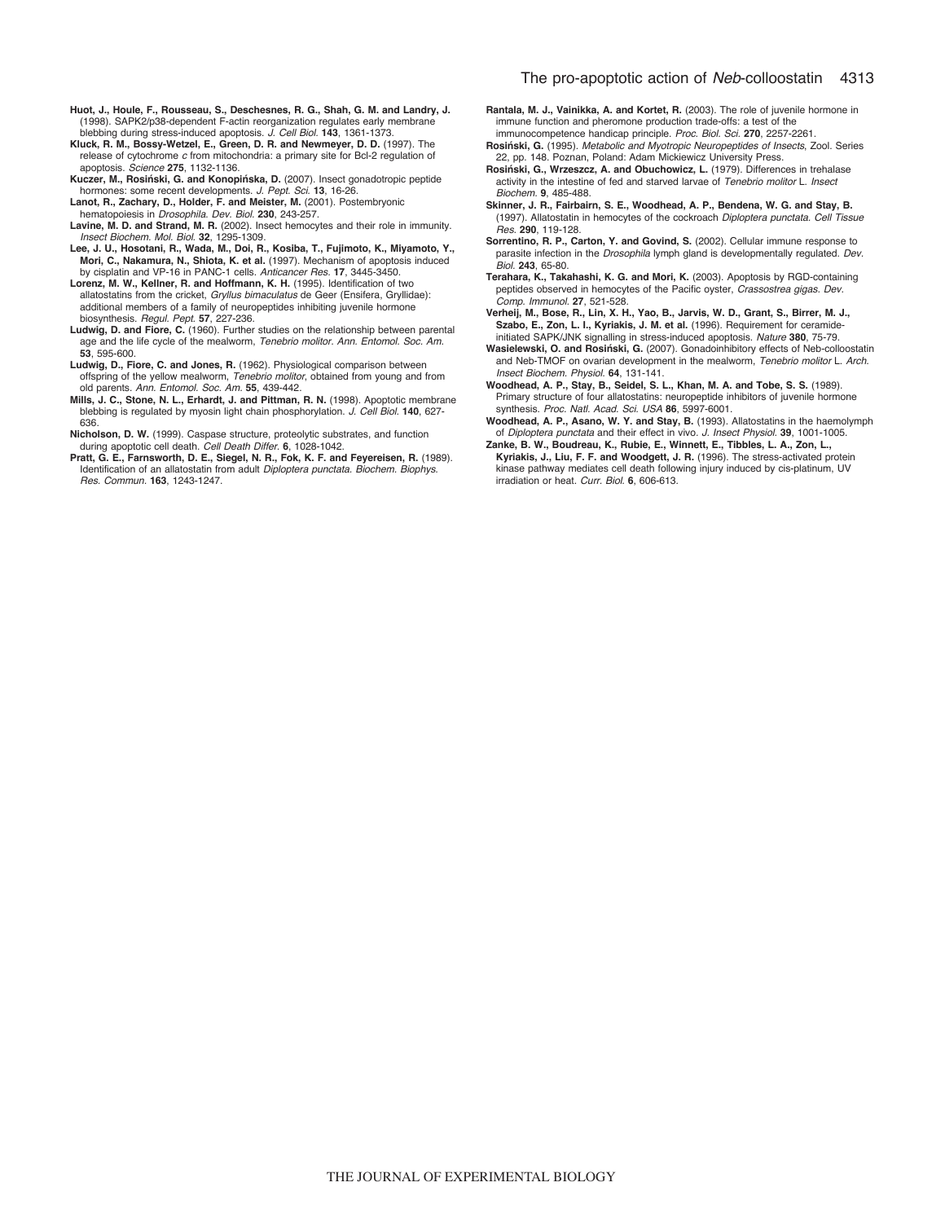**Huot, J., Houle, F., Rousseau, S., Deschesnes, R. G., Shah, G. M. and Landry, J.** (1998). SAPK2/p38-dependent F-actin reorganization regulates early membrane blebbing during stress-induced apoptosis. *J. Cell Biol.* **143**, 1361-1373.

**Kluck, R. M., Bossy-Wetzel, E., Green, D. R. and Newmeyer, D. D.** (1997). The release of cytochrome *c* from mitochondria: a primary site for Bcl-2 regulation of apoptosis. *Science* **275**, 1132-1136.

**Kuczer, M., Rosiński, G. and Konopińska, D.** (2007). Insect gonadotropic peptide hormones: some recent developments. *J. Pept. Sci.* **13**, 16-26.

**Lanot, R., Zachary, D., Holder, F. and Meister, M.** (2001). Postembryonic hematopoiesis in *Drosophila*. *Dev. Biol.* **230**, 243-257.

**Lavine, M. D. and Strand, M. R.** (2002). Insect hemocytes and their role in immunity. *Insect Biochem. Mol. Biol.* **32**, 1295-1309.

**Lee, J. U., Hosotani, R., Wada, M., Doi, R., Kosiba, T., Fujimoto, K., Miyamoto, Y., Mori, C., Nakamura, N., Shiota, K. et al.** (1997). Mechanism of apoptosis induced by cisplatin and VP-16 in PANC-1 cells. *Anticancer Res.* **17**, 3445-3450.

**Lorenz, M. W., Kellner, R. and Hoffmann, K. H.** (1995). Identification of two allatostatins from the cricket, *Gryllus bimaculatus* de Geer (Ensifera, Gryllidae): additional members of a family of neuropeptides inhibiting juvenile hormone biosynthesis. *Regul. Pept.* **57**, 227-236.

**Ludwig, D. and Fiore, C.** (1960). Further studies on the relationship between parental age and the life cycle of the mealworm, *Tenebrio molitor*. *Ann. Entomol. Soc. Am.* **53**, 595-600.

**Ludwig, D., Fiore, C. and Jones, R.** (1962). Physiological comparison between offspring of the yellow mealworm, *Tenebrio molitor*, obtained from young and from old parents. *Ann. Entomol. Soc. Am.* **55**, 439-442.

**Mills, J. C., Stone, N. L., Erhardt, J. and Pittman, R. N.** (1998). Apoptotic membrane blebbing is regulated by myosin light chain phosphorylation. *J. Cell Biol.* **140**, 627-636.

**Nicholson, D. W.** (1999). Caspase structure, proteolytic substrates, and function during apoptotic cell death. *Cell Death Differ.* **6**, 1028-1042.

**Pratt, G. E., Farnsworth, D. E., Siegel, N. R., Fok, K. F. and Feyereisen, R.** (1989). Identification of an allatostatin from adult *Diploptera punctata*. *Biochem. Biophys. Res. Commun.* **163**, 1243-1247.

**Rantala, M. J., Vainikka, A. and Kortet, R.** (2003). The role of juvenile hormone in immune function and pheromone production trade-offs: a test of the immunocompetence handicap principle. *Proc. Biol. Sci.* **270**, 2257-2261.

**Rosiński, G.** (1995). *Metabolic and Myotropic Neuropeptides of Insects*, Zool. Series 22, pp. 148. Poznan, Poland: Adam Mickiewicz University Press.

**Rosiński, G., Wrzeszcz, A. and Obuchowicz, L.** (1979). Differences in trehalase activity in the intestine of fed and starved larvae of *Tenebrio molitor* L. *Insect Biochem.* **9**, 485-488.

**Skinner, J. R., Fairbairn, S. E., Woodhead, A. P., Bendena, W. G. and Stay, B.** (1997). Allatostatin in hemocytes of the cockroach *Diploptera punctata*. *Cell Tissue Res.* **290**, 119-128.

**Sorrentino, R. P., Carton, Y. and Govind, S.** (2002). Cellular immune response to parasite infection in the *Drosophila* lymph gland is developmentally regulated. *Dev. Biol.* **243**, 65-80.

**Terahara, K., Takahashi, K. G. and Mori, K.** (2003). Apoptosis by RGD-containing peptides observed in hemocytes of the Pacific oyster, *Crassostrea gigas*. *Dev. Comp. Immunol.* **27**, 521-528.

**Verheij, M., Bose, R., Lin, X. H., Yao, B., Jarvis, W. D., Grant, S., Birrer, M. J., Szabo, E., Zon, L. I., Kyriakis, J. M. et al.** (1996). Requirement for ceramide-initiated SAPK/JNK signalling in stress-induced apoptosis. *Nature* **380**, 75-79.

**Wasielewski, O. and Rosiński, G.** (2007). Gonadoinhibitory effects of Neb-colloostatin and Neb-TMOF on ovarian development in the mealworm, *Tenebrio molitor* L. *Arch. Insect Biochem. Physiol.* **64**, 131-141.

**Woodhead, A. P., Stay, B., Seidel, S. L., Khan, M. A. and Tobe, S. S.** (1989). Primary structure of four allatostatins: neuropeptide inhibitors of juvenile hormone synthesis. *Proc. Natl. Acad. Sci. USA* **86**, 5997-6001.

**Woodhead, A. P., Asano, W. Y. and Stay, B.** (1993). Allatostatins in the haemolymph of *Diploptera punctata* and their effect in vivo. *J. Insect Physiol.* **39**, 1001-1005.

**Zanke, B. W., Boudreau, K., Rubie, E., Winnett, E., Tibbles, L. A., Zon, L., Kyriakis, J., Liu, F. F. and Woodgett, J. R.** (1996). The stress-activated protein kinase pathway mediates cell death following injury induced by cis-platinum, UV irradiation or heat. *Curr. Biol.* **6**, 606-613.